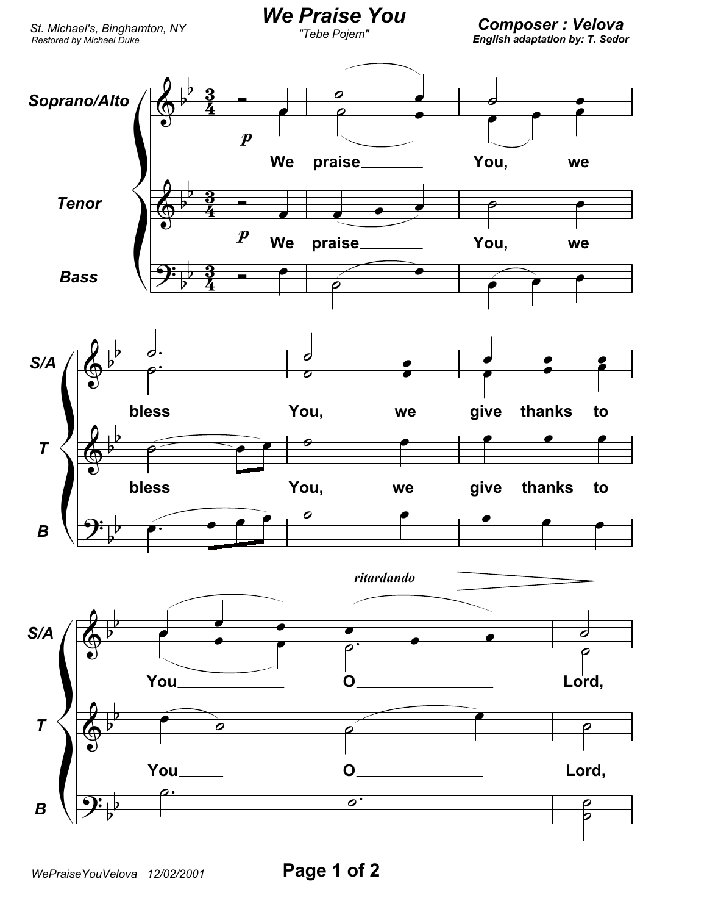# We Praise You

"Tebe Pojem"

St. Michael's, Binghamton, NY
Restored by Michael Duke

**Composer : Velova**
**English adaptation by: T. Sedor**

Soprano/Alto, Tenor, Bass

*p*

We praise You, we bless You, we give thanks to You O Lord,

*ritardando*

WePraiseYouVelova 12/02/2001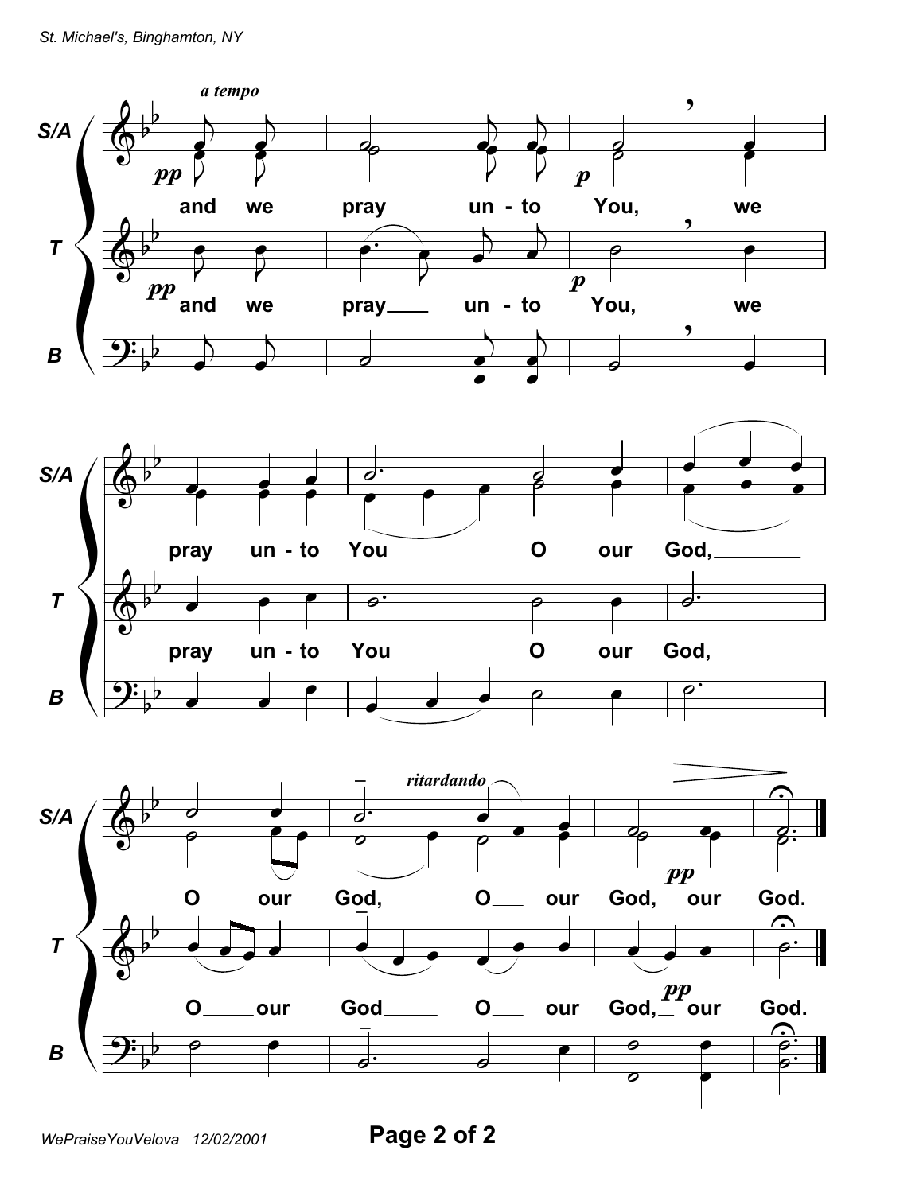*a tempo*

S/A: and we pray un - to You, we pray un - to You O our God, O our God, O our God, our God.

T: and we pray un - to You, we pray un - to You O our God, O our God O our God, our God.

B

*ritardando*